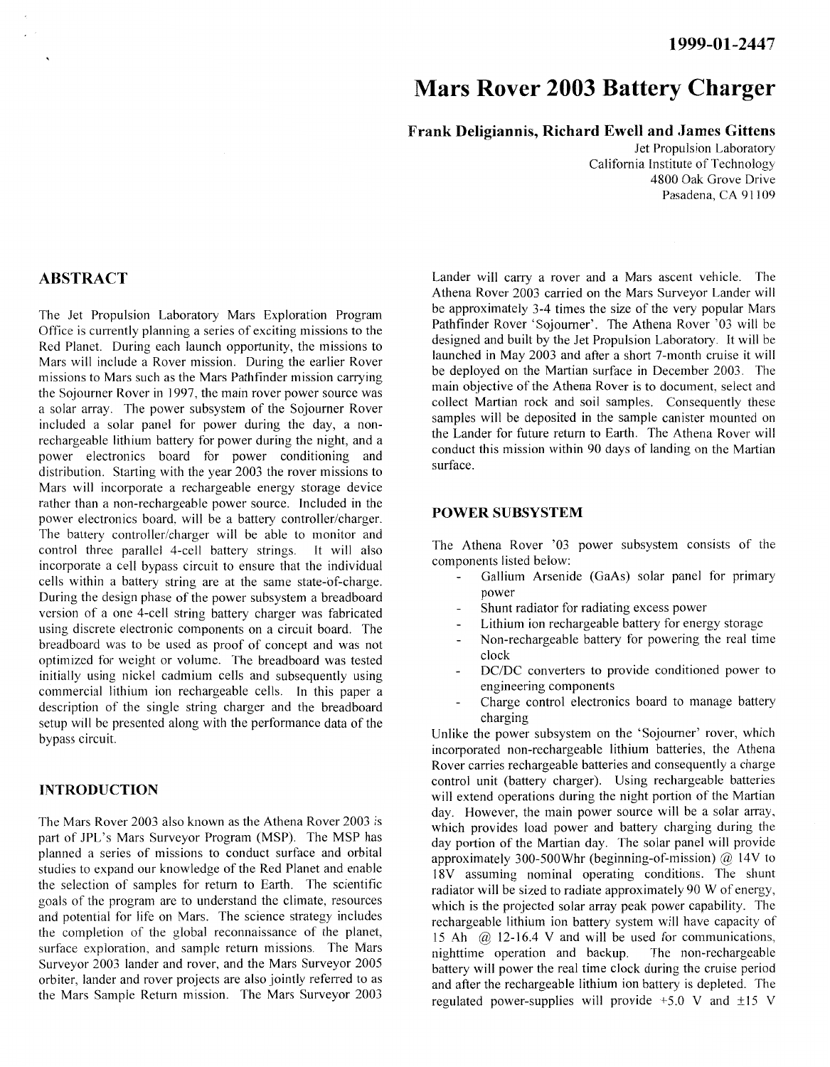1999-01-2447

# Mars Rover 2003 Battery Charger

**Frank Deligiannis, Richard Ewell and James Gittens**

Jet Propulsion Laboratory
California Institute of Technology
4800 Oak Grove Drive
Pasadena, CA 91109

## ABSTRACT

The Jet Propulsion Laboratory Mars Exploration Program Office is currently planning a series of exciting missions to the Red Planet. During each launch opportunity, the missions to Mars will include a Rover mission. During the earlier Rover missions to Mars such as the Mars Pathfinder mission carrying the Sojourner Rover in 1997, the main rover power source was a solar array. The power subsystem of the Sojourner Rover included a solar panel for power during the day, a non-rechargeable lithium battery for power during the night, and a power electronics board for power conditioning and distribution. Starting with the year 2003 the rover missions to Mars will incorporate a rechargeable energy storage device rather than a non-rechargeable power source. Included in the power electronics board, will be a battery controller/charger. The battery controller/charger will be able to monitor and control three parallel 4-cell battery strings. It will also incorporate a cell bypass circuit to ensure that the individual cells within a battery string are at the same state-of-charge. During the design phase of the power subsystem a breadboard version of a one 4-cell string battery charger was fabricated using discrete electronic components on a circuit board. The breadboard was to be used as proof of concept and was not optimized for weight or volume. The breadboard was tested initially using nickel cadmium cells and subsequently using commercial lithium ion rechargeable cells. In this paper a description of the single string charger and the breadboard setup will be presented along with the performance data of the bypass circuit.

## INTRODUCTION

The Mars Rover 2003 also known as the Athena Rover 2003 is part of JPL's Mars Surveyor Program (MSP). The MSP has planned a series of missions to conduct surface and orbital studies to expand our knowledge of the Red Planet and enable the selection of samples for return to Earth. The scientific goals of the program are to understand the climate, resources and potential for life on Mars. The science strategy includes the completion of the global reconnaissance of the planet, surface exploration, and sample return missions. The Mars Surveyor 2003 lander and rover, and the Mars Surveyor 2005 orbiter, lander and rover projects are also jointly referred to as the Mars Sample Return mission. The Mars Surveyor 2003 Lander will carry a rover and a Mars ascent vehicle. The Athena Rover 2003 carried on the Mars Surveyor Lander will be approximately 3-4 times the size of the very popular Mars Pathfinder Rover 'Sojourner'. The Athena Rover '03 will be designed and built by the Jet Propulsion Laboratory. It will be launched in May 2003 and after a short 7-month cruise it will be deployed on the Martian surface in December 2003. The main objective of the Athena Rover is to document, select and collect Martian rock and soil samples. Consequently these samples will be deposited in the sample canister mounted on the Lander for future return to Earth. The Athena Rover will conduct this mission within 90 days of landing on the Martian surface.

### POWER SUBSYSTEM

The Athena Rover '03 power subsystem consists of the components listed below:

- Gallium Arsenide (GaAs) solar panel for primary power
- Shunt radiator for radiating excess power
- Lithium ion rechargeable battery for energy storage
- Non-rechargeable battery for powering the real time clock
- DC/DC converters to provide conditioned power to engineering components
- Charge control electronics board to manage battery charging

Unlike the power subsystem on the 'Sojourner' rover, which incorporated non-rechargeable lithium batteries, the Athena Rover carries rechargeable batteries and consequently a charge control unit (battery charger). Using rechargeable batteries will extend operations during the night portion of the Martian day. However, the main power source will be a solar array, which provides load power and battery charging during the day portion of the Martian day. The solar panel will provide approximately 300-500Whr (beginning-of-mission) @ 14V to 18V assuming nominal operating conditions. The shunt radiator will be sized to radiate approximately 90 W of energy, which is the projected solar array peak power capability. The rechargeable lithium ion battery system will have capacity of 15 Ah @ 12-16.4 V and will be used for communications, nighttime operation and backup. The non-rechargeable battery will power the real time clock during the cruise period and after the rechargeable lithium ion battery is depleted. The regulated power-supplies will provide +5.0 V and ±15 V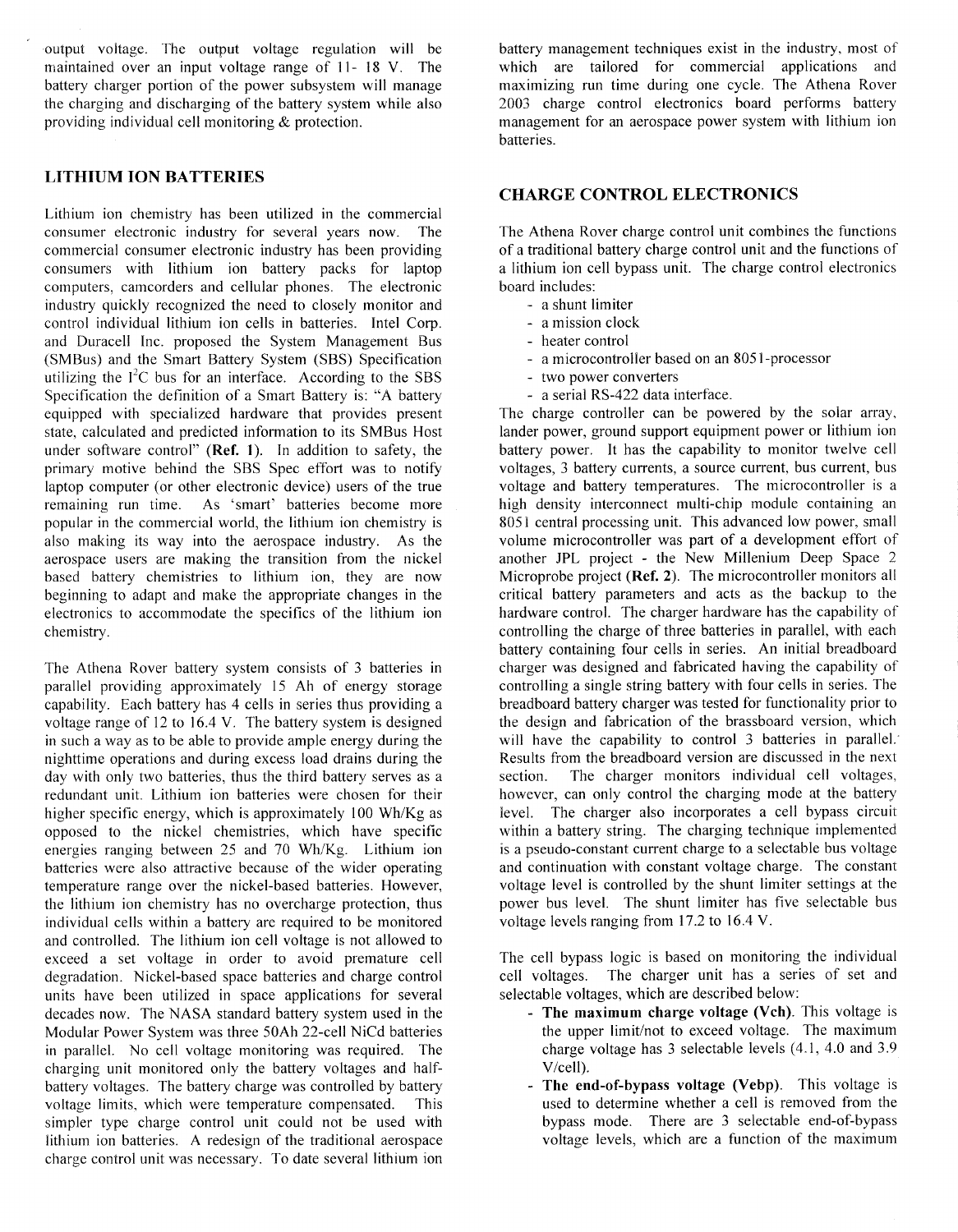output voltage. The output voltage regulation will be maintained over an input voltage range of 11- 18 V. The battery charger portion of the power subsystem will manage the charging and discharging of the battery system while also providing individual cell monitoring & protection.

## LITHIUM ION BATTERIES

Lithium ion chemistry has been utilized in the commercial consumer electronic industry for several years now. The commercial consumer electronic industry has been providing consumers with lithium ion battery packs for laptop computers, camcorders and cellular phones. The electronic industry quickly recognized the need to closely monitor and control individual lithium ion cells in batteries. Intel Corp. and Duracell Inc. proposed the System Management Bus (SMBus) and the Smart Battery System (SBS) Specification utilizing the $I^2C$ bus for an interface. According to the SBS Specification the definition of a Smart Battery is: "A battery equipped with specialized hardware that provides present state, calculated and predicted information to its SMBus Host under software control" (**Ref. 1**). In addition to safety, the primary motive behind the SBS Spec effort was to notify laptop computer (or other electronic device) users of the true remaining run time. As 'smart' batteries become more popular in the commercial world, the lithium ion chemistry is also making its way into the aerospace industry. As the aerospace users are making the transition from the nickel based battery chemistries to lithium ion, they are now beginning to adapt and make the appropriate changes in the electronics to accommodate the specifics of the lithium ion chemistry.

The Athena Rover battery system consists of 3 batteries in parallel providing approximately 15 Ah of energy storage capability. Each battery has 4 cells in series thus providing a voltage range of 12 to 16.4 V. The battery system is designed in such a way as to be able to provide ample energy during the nighttime operations and during excess load drains during the day with only two batteries, thus the third battery serves as a redundant unit. Lithium ion batteries were chosen for their higher specific energy, which is approximately 100 Wh/Kg as opposed to the nickel chemistries, which have specific energies ranging between 25 and 70 Wh/Kg. Lithium ion batteries were also attractive because of the wider operating temperature range over the nickel-based batteries. However, the lithium ion chemistry has no overcharge protection, thus individual cells within a battery are required to be monitored and controlled. The lithium ion cell voltage is not allowed to exceed a set voltage in order to avoid premature cell degradation. Nickel-based space batteries and charge control units have been utilized in space applications for several decades now. The NASA standard battery system used in the Modular Power System was three 50Ah 22-cell NiCd batteries in parallel. No cell voltage monitoring was required. The charging unit monitored only the battery voltages and half-battery voltages. The battery charge was controlled by battery voltage limits, which were temperature compensated. This simpler type charge control unit could not be used with lithium ion batteries. A redesign of the traditional aerospace charge control unit was necessary. To date several lithium ion battery management techniques exist in the industry, most of which are tailored for commercial applications and maximizing run time during one cycle. The Athena Rover 2003 charge control electronics board performs battery management for an aerospace power system with lithium ion batteries.

## CHARGE CONTROL ELECTRONICS

The Athena Rover charge control unit combines the functions of a traditional battery charge control unit and the functions of a lithium ion cell bypass unit. The charge control electronics board includes:

- a shunt limiter
- a mission clock
- heater control
- a microcontroller based on an 8051-processor
- two power converters
- a serial RS-422 data interface.

The charge controller can be powered by the solar array, lander power, ground support equipment power or lithium ion battery power. It has the capability to monitor twelve cell voltages, 3 battery currents, a source current, bus current, bus voltage and battery temperatures. The microcontroller is a high density interconnect multi-chip module containing an 8051 central processing unit. This advanced low power, small volume microcontroller was part of a development effort of another JPL project - the New Millenium Deep Space 2 Microprobe project (**Ref. 2**). The microcontroller monitors all critical battery parameters and acts as the backup to the hardware control. The charger hardware has the capability of controlling the charge of three batteries in parallel, with each battery containing four cells in series. An initial breadboard charger was designed and fabricated having the capability of controlling a single string battery with four cells in series. The breadboard battery charger was tested for functionality prior to the design and fabrication of the brassboard version, which will have the capability to control 3 batteries in parallel. Results from the breadboard version are discussed in the next section. The charger monitors individual cell voltages, however, can only control the charging mode at the battery level. The charger also incorporates a cell bypass circuit within a battery string. The charging technique implemented is a pseudo-constant current charge to a selectable bus voltage and continuation with constant voltage charge. The constant voltage level is controlled by the shunt limiter settings at the power bus level. The shunt limiter has five selectable bus voltage levels ranging from 17.2 to 16.4 V.

The cell bypass logic is based on monitoring the individual cell voltages. The charger unit has a series of set and selectable voltages, which are described below:

- **The maximum charge voltage (Vch)**. This voltage is the upper limit/not to exceed voltage. The maximum charge voltage has 3 selectable levels (4.1, 4.0 and 3.9 V/cell).
- **The end-of-bypass voltage (Vebp)**. This voltage is used to determine whether a cell is removed from the bypass mode. There are 3 selectable end-of-bypass voltage levels, which are a function of the maximum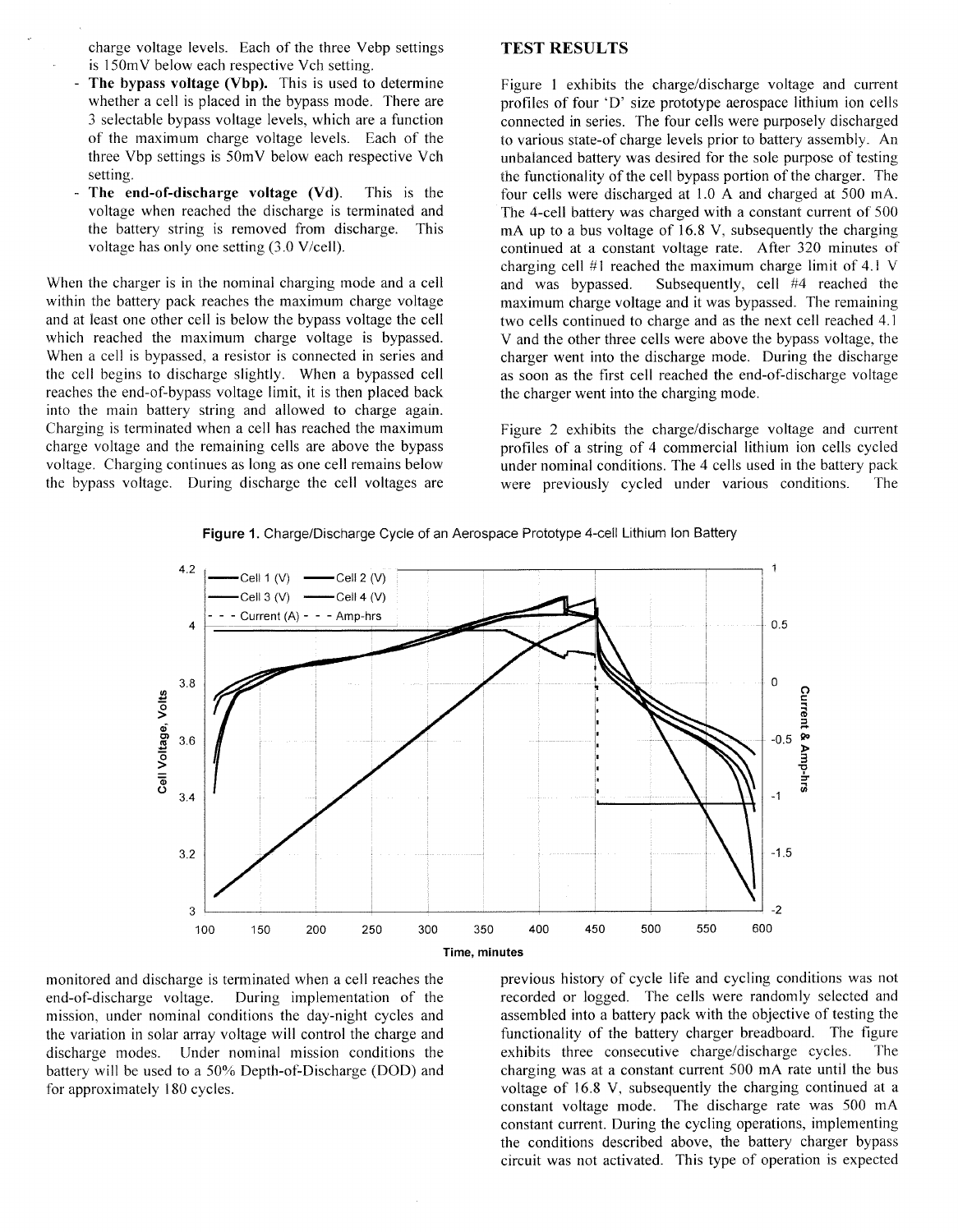charge voltage levels. Each of the three Vebp settings is 150mV below each respective Vch setting.

- **The bypass voltage (Vbp).** This is used to determine whether a cell is placed in the bypass mode. There are 3 selectable bypass voltage levels, which are a function of the maximum charge voltage levels. Each of the three Vbp settings is 50mV below each respective Vch setting.
- **The end-of-discharge voltage (Vd).** This is the voltage when reached the discharge is terminated and the battery string is removed from discharge. This voltage has only one setting (3.0 V/cell).

When the charger is in the nominal charging mode and a cell within the battery pack reaches the maximum charge voltage and at least one other cell is below the bypass voltage the cell which reached the maximum charge voltage is bypassed. When a cell is bypassed, a resistor is connected in series and the cell begins to discharge slightly. When a bypassed cell reaches the end-of-bypass voltage limit, it is then placed back into the main battery string and allowed to charge again. Charging is terminated when a cell has reached the maximum charge voltage and the remaining cells are above the bypass voltage. Charging continues as long as one cell remains below the bypass voltage. During discharge the cell voltages are monitored and discharge is terminated when a cell reaches the end-of-discharge voltage. During implementation of the mission, under nominal conditions the day-night cycles and the variation in solar array voltage will control the charge and discharge modes. Under nominal mission conditions the battery will be used to a 50% Depth-of-Discharge (DOD) and for approximately 180 cycles.

## TEST RESULTS

Figure 1 exhibits the charge/discharge voltage and current profiles of four 'D' size prototype aerospace lithium ion cells connected in series. The four cells were purposely discharged to various state-of charge levels prior to battery assembly. An unbalanced battery was desired for the sole purpose of testing the functionality of the cell bypass portion of the charger. The four cells were discharged at 1.0 A and charged at 500 mA. The 4-cell battery was charged with a constant current of 500 mA up to a bus voltage of 16.8 V, subsequently the charging continued at a constant voltage rate. After 320 minutes of charging cell #1 reached the maximum charge limit of 4.1 V and was bypassed. Subsequently, cell #4 reached the maximum charge voltage and it was bypassed. The remaining two cells continued to charge and as the next cell reached 4.1 V and the other three cells were above the bypass voltage, the charger went into the discharge mode. During the discharge as soon as the first cell reached the end-of-discharge voltage the charger went into the charging mode.

Figure 2 exhibits the charge/discharge voltage and current profiles of a string of 4 commercial lithium ion cells cycled under nominal conditions. The 4 cells used in the battery pack were previously cycled under various conditions. The previous history of cycle life and cycling conditions was not recorded or logged. The cells were randomly selected and assembled into a battery pack with the objective of testing the functionality of the battery charger breadboard. The figure exhibits three consecutive charge/discharge cycles. The charging was at a constant current 500 mA rate until the bus voltage of 16.8 V, subsequently the charging continued at a constant voltage mode. The discharge rate was 500 mA constant current. During the cycling operations, implementing the conditions described above, the battery charger bypass circuit was not activated. This type of operation is expected

**Figure 1.** Charge/Discharge Cycle of an Aerospace Prototype 4-cell Lithium Ion Battery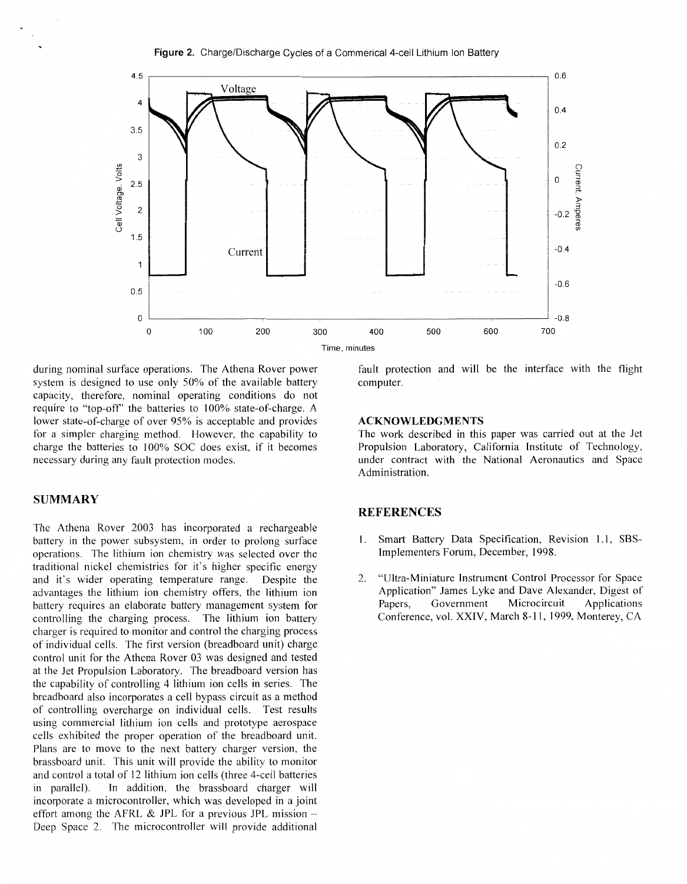**Figure 2.** Charge/Discharge Cycles of a Commerical 4-cell Lithium Ion Battery

Voltage

Current

Cell Voltage, Volts

4.5
4
3.5
3
2.5
2
1.5
1
0.5
0

Current, Amperes

0.6
0.4
0.2
0
-0.2
-0.4
-0.6
-0.8

0 100 200 300 400 500 600 700

Time, minutes

during nominal surface operations. The Athena Rover power system is designed to use only 50% of the available battery capacity, therefore, nominal operating conditions do not require to "top-off" the batteries to 100% state-of-charge. A lower state-of-charge of over 95% is acceptable and provides for a simpler charging method. However, the capability to charge the batteries to 100% SOC does exist, if it becomes necessary during any fault protection modes.

## SUMMARY

The Athena Rover 2003 has incorporated a rechargeable battery in the power subsystem, in order to prolong surface operations. The lithium ion chemistry was selected over the traditional nickel chemistries for it's higher specific energy and it's wider operating temperature range. Despite the advantages the lithium ion chemistry offers, the lithium ion battery requires an elaborate battery management system for controlling the charging process. The lithium ion battery charger is required to monitor and control the charging process of individual cells. The first version (breadboard unit) charge control unit for the Athena Rover 03 was designed and tested at the Jet Propulsion Laboratory. The breadboard version has the capability of controlling 4 lithium ion cells in series. The breadboard also incorporates a cell bypass circuit as a method of controlling overcharge on individual cells. Test results using commercial lithium ion cells and prototype aerospace cells exhibited the proper operation of the breadboard unit. Plans are to move to the next battery charger version, the brassboard unit. This unit will provide the ability to monitor and control a total of 12 lithium ion cells (three 4-cell batteries in parallel). In addition, the brassboard charger will incorporate a microcontroller, which was developed in a joint effort among the AFRL & JPL for a previous JPL mission – Deep Space 2. The microcontroller will provide additional fault protection and will be the interface with the flight computer.

## ACKNOWLEDGMENTS

The work described in this paper was carried out at the Jet Propulsion Laboratory, California Institute of Technology, under contract with the National Aeronautics and Space Administration.

## REFERENCES

1. Smart Battery Data Specification, Revision 1.1, SBS-Implementers Forum, December, 1998.
2. "Ultra-Miniature Instrument Control Processor for Space Application" James Lyke and Dave Alexander, Digest of Papers, Government Microcircuit Applications Conference, vol. XXIV, March 8-11, 1999, Monterey, CA